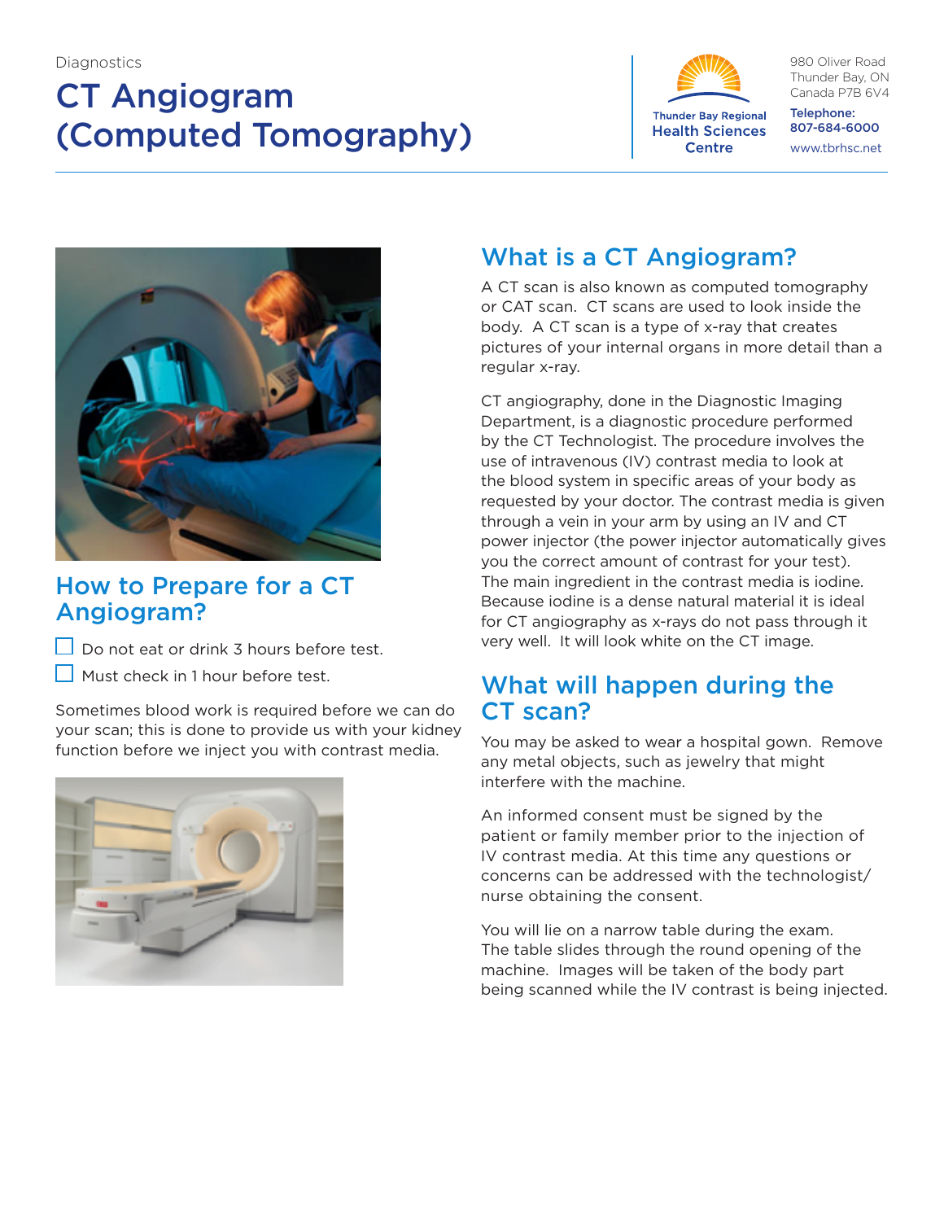Diagnostics

# CT Angiogram (Computed Tomography)

Thunder Bay Regional Health Sciences Centre

980 Oliver Road
Thunder Bay, ON
Canada P7B 6V4

**Telephone:**
**807-684-6000**

www.tbrhsc.net

## How to Prepare for a CT Angiogram?

- ☐ Do not eat or drink 3 hours before test.
- ☐ Must check in 1 hour before test.

Sometimes blood work is required before we can do your scan; this is done to provide us with your kidney function before we inject you with contrast media.

## What is a CT Angiogram?

A CT scan is also known as computed tomography or CAT scan. CT scans are used to look inside the body. A CT scan is a type of x-ray that creates pictures of your internal organs in more detail than a regular x-ray.

CT angiography, done in the Diagnostic Imaging Department, is a diagnostic procedure performed by the CT Technologist. The procedure involves the use of intravenous (IV) contrast media to look at the blood system in specific areas of your body as requested by your doctor. The contrast media is given through a vein in your arm by using an IV and CT power injector (the power injector automatically gives you the correct amount of contrast for your test). The main ingredient in the contrast media is iodine. Because iodine is a dense natural material it is ideal for CT angiography as x-rays do not pass through it very well. It will look white on the CT image.

## What will happen during the CT scan?

You may be asked to wear a hospital gown. Remove any metal objects, such as jewelry that might interfere with the machine.

An informed consent must be signed by the patient or family member prior to the injection of IV contrast media. At this time any questions or concerns can be addressed with the technologist/nurse obtaining the consent.

You will lie on a narrow table during the exam. The table slides through the round opening of the machine. Images will be taken of the body part being scanned while the IV contrast is being injected.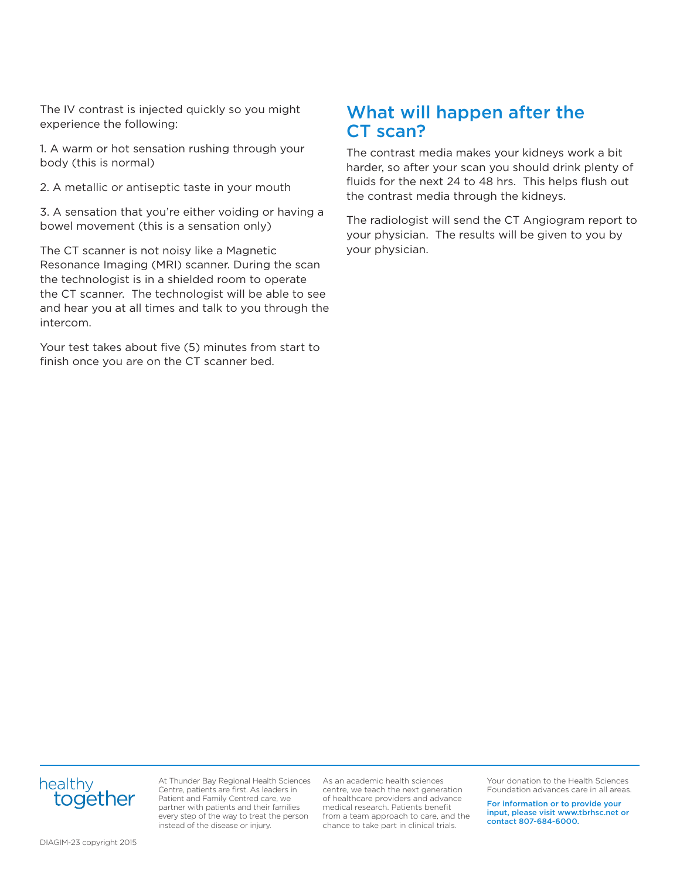The IV contrast is injected quickly so you might experience the following:

1. A warm or hot sensation rushing through your body (this is normal)

2. A metallic or antiseptic taste in your mouth

3. A sensation that you're either voiding or having a bowel movement (this is a sensation only)

The CT scanner is not noisy like a Magnetic Resonance Imaging (MRI) scanner. During the scan the technologist is in a shielded room to operate the CT scanner. The technologist will be able to see and hear you at all times and talk to you through the intercom.

Your test takes about five (5) minutes from start to finish once you are on the CT scanner bed.

## What will happen after the CT scan?

The contrast media makes your kidneys work a bit harder, so after your scan you should drink plenty of fluids for the next 24 to 48 hrs. This helps flush out the contrast media through the kidneys.

The radiologist will send the CT Angiogram report to your physician. The results will be given to you by your physician.

healthy together

At Thunder Bay Regional Health Sciences Centre, patients are first. As leaders in Patient and Family Centred care, we partner with patients and their families every step of the way to treat the person instead of the disease or injury.

As an academic health sciences centre, we teach the next generation of healthcare providers and advance medical research. Patients benefit from a team approach to care, and the chance to take part in clinical trials.

Your donation to the Health Sciences Foundation advances care in all areas.

**For information or to provide your input, please visit www.tbrhsc.net or contact 807-684-6000.**

DIAGIM-23 copyright 2015